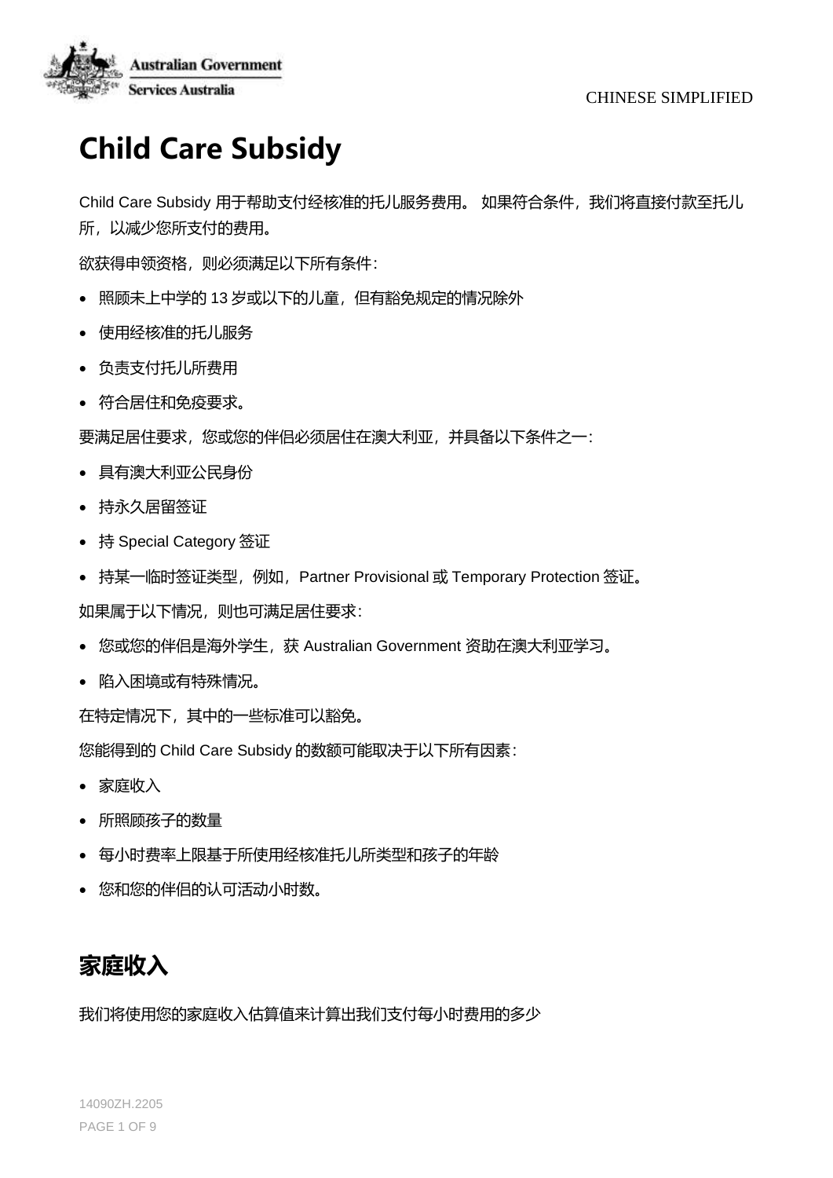# Child Care Subsidy

Child Care Subsidy 用于帮助支付经核准的托儿服务费用。 如果符合条件，我们将直接付款至托儿所，以减少您所支付的费用。

欲获得申领资格，则必须满足以下所有条件：

- 照顾未上中学的 13 岁或以下的儿童，但有豁免规定的情况除外
- 使用经核准的托儿服务
- 负责支付托儿所费用
- 符合居住和免疫要求。

要满足居住要求，您或您的伴侣必须居住在澳大利亚，并具备以下条件之一：

- 具有澳大利亚公民身份
- 持永久居留签证
- 持 Special Category 签证
- 持某一临时签证类型，例如，Partner Provisional 或 Temporary Protection 签证。

如果属于以下情况，则也可满足居住要求：

- 您或您的伴侣是海外学生，获 Australian Government 资助在澳大利亚学习。
- 陷入困境或有特殊情况。

在特定情况下，其中的一些标准可以豁免。

您能得到的 Child Care Subsidy 的数额可能取决于以下所有因素：

- 家庭收入
- 所照顾孩子的数量
- 每小时费率上限基于所使用经核准托儿所类型和孩子的年龄
- 您和您的伴侣的认可活动小时数。

## 家庭收入

我们将使用您的家庭收入估算值来计算出我们支付每小时费用的多少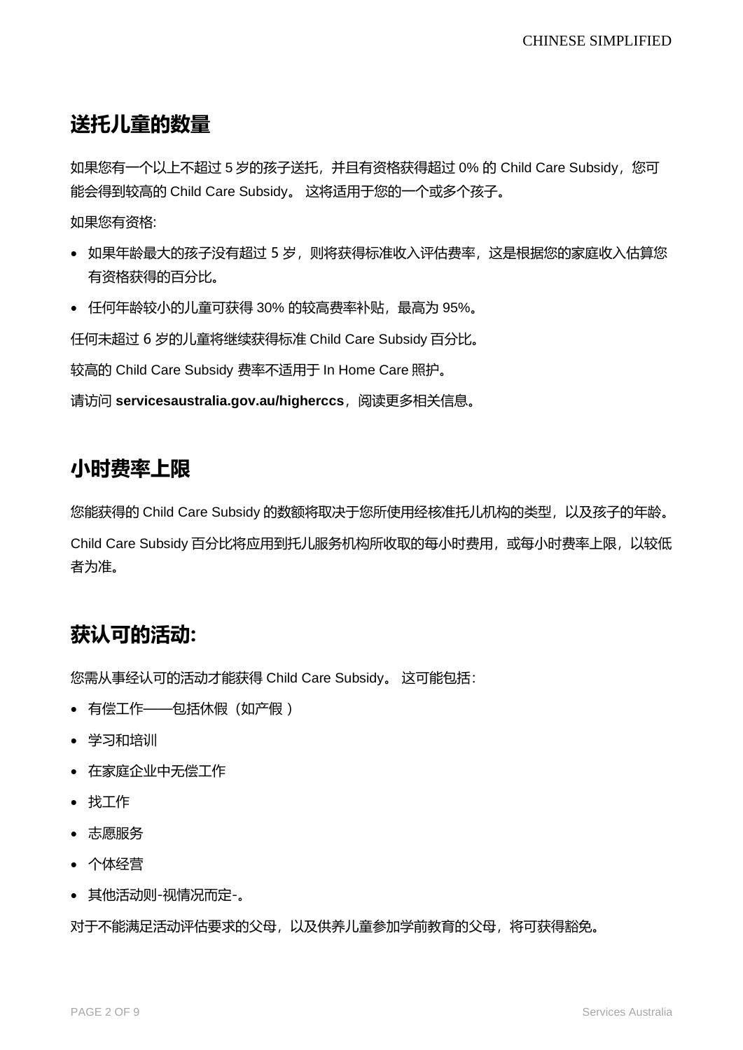## 送托儿童的数量

如果您有一个以上不超过 5 岁的孩子送托，并且有资格获得超过 0% 的 Child Care Subsidy，您可能会得到较高的 Child Care Subsidy。 这将适用于您的一个或多个孩子。

如果您有资格:

- 如果年龄最大的孩子没有超过 5 岁，则将获得标准收入评估费率，这是根据您的家庭收入估算您有资格获得的百分比。
- 任何年龄较小的儿童可获得 30% 的较高费率补贴，最高为 95%。

任何未超过 6 岁的儿童将继续获得标准 Child Care Subsidy 百分比。

较高的 Child Care Subsidy 费率不适用于 In Home Care 照护。

请访问 **servicesaustralia.gov.au/higherccs**，阅读更多相关信息。

## 小时费率上限

您能获得的 Child Care Subsidy 的数额将取决于您所使用经核准托儿机构的类型，以及孩子的年龄。

Child Care Subsidy 百分比将应用到托儿服务机构所收取的每小时费用，或每小时费率上限，以较低者为准。

## 获认可的活动:

您需从事经认可的活动才能获得 Child Care Subsidy。 这可能包括:

- 有偿工作——包括休假（如产假 ）
- 学习和培训
- 在家庭企业中无偿工作
- 找工作
- 志愿服务
- 个体经营
- 其他活动则-视情况而定-。

对于不能满足活动评估要求的父母，以及供养儿童参加学前教育的父母，将可获得豁免。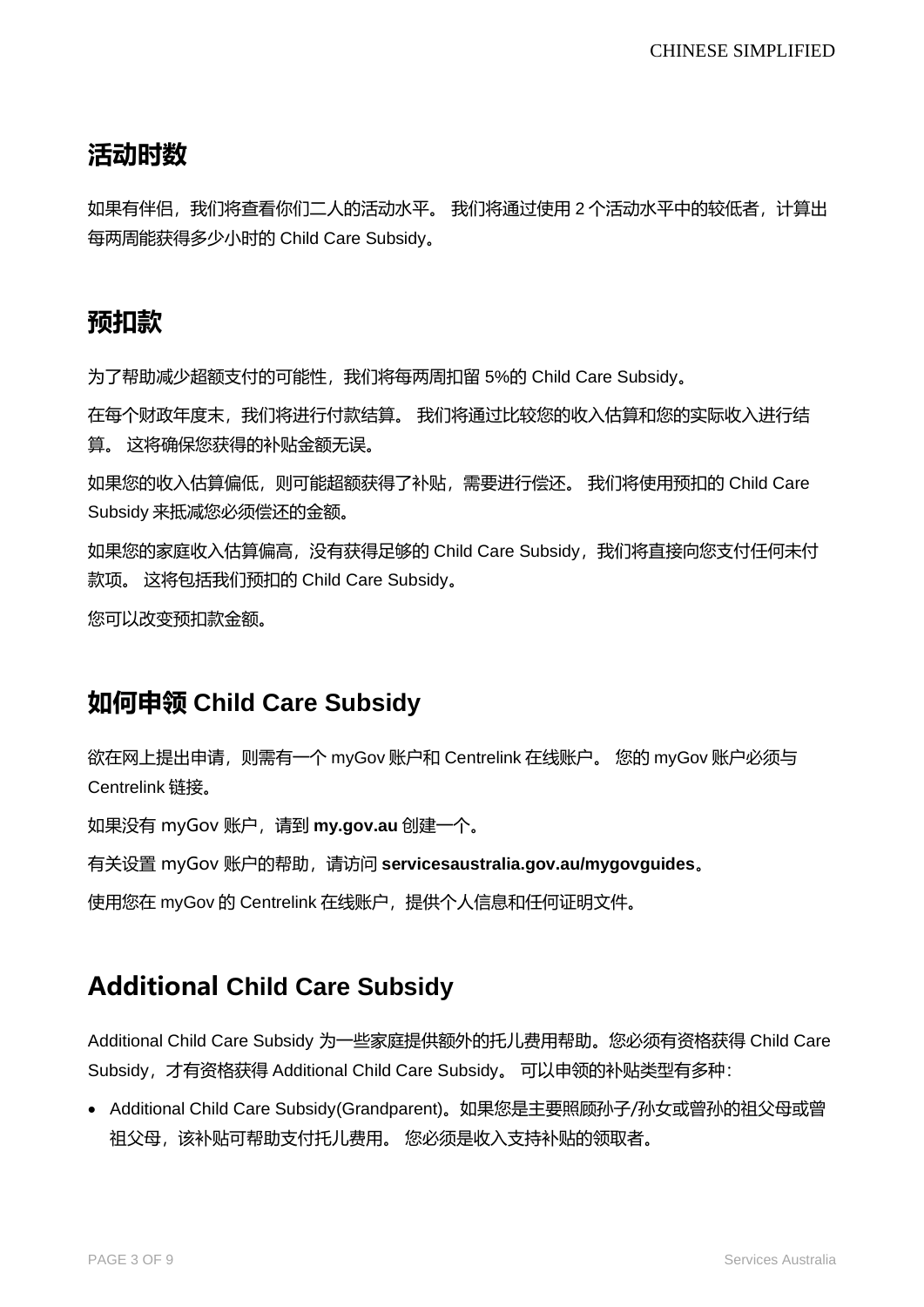## 活动时数

如果有伴侣，我们将查看你们二人的活动水平。 我们将通过使用 2 个活动水平中的较低者，计算出每两周能获得多少小时的 Child Care Subsidy。

## 预扣款

为了帮助减少超额支付的可能性，我们将每两周扣留 5%的 Child Care Subsidy。

在每个财政年度末，我们将进行付款结算。 我们将通过比较您的收入估算和您的实际收入进行结算。 这将确保您获得的补贴金额无误。

如果您的收入估算偏低，则可能超额获得了补贴，需要进行偿还。 我们将使用预扣的 Child Care Subsidy 来抵减您必须偿还的金额。

如果您的家庭收入估算偏高，没有获得足够的 Child Care Subsidy，我们将直接向您支付任何未付款项。 这将包括我们预扣的 Child Care Subsidy。

您可以改变预扣款金额。

## 如何申领 Child Care Subsidy

欲在网上提出申请，则需有一个 myGov 账户和 Centrelink 在线账户。 您的 myGov 账户必须与 Centrelink 链接。

如果没有 myGov 账户，请到 **my.gov.au** 创建一个。

有关设置 myGov 账户的帮助，请访问 **servicesaustralia.gov.au/mygovguides**。

使用您在 myGov 的 Centrelink 在线账户，提供个人信息和任何证明文件。

## Additional Child Care Subsidy

Additional Child Care Subsidy 为一些家庭提供额外的托儿费用帮助。您必须有资格获得 Child Care Subsidy，才有资格获得 Additional Child Care Subsidy。 可以申领的补贴类型有多种：

- Additional Child Care Subsidy(Grandparent)。如果您是主要照顾孙子/孙女或曾孙的祖父母或曾祖父母，该补贴可帮助支付托儿费用。 您必须是收入支持补贴的领取者。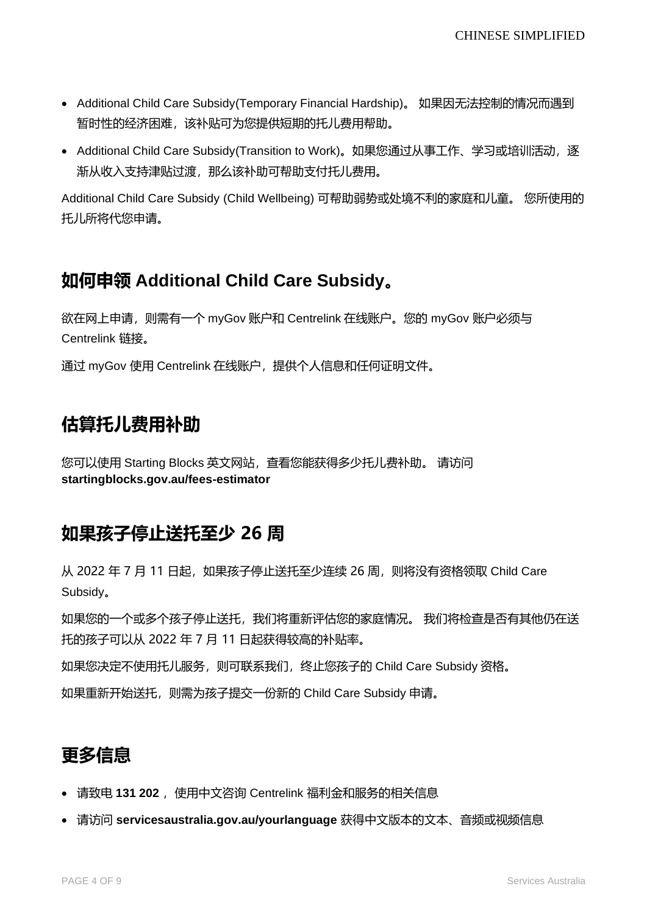- Additional Child Care Subsidy(Temporary Financial Hardship)。 如果因无法控制的情况而遇到暂时性的经济困难，该补贴可为您提供短期的托儿费用帮助。
- Additional Child Care Subsidy(Transition to Work)。如果您通过从事工作、学习或培训活动，逐渐从收入支持津贴过渡，那么该补助可帮助支付托儿费用。

Additional Child Care Subsidy (Child Wellbeing) 可帮助弱势或处境不利的家庭和儿童。 您所使用的托儿所将代您申请。

## 如何申领 Additional Child Care Subsidy。

欲在网上申请，则需有一个 myGov 账户和 Centrelink 在线账户。您的 myGov 账户必须与 Centrelink 链接。

通过 myGov 使用 Centrelink 在线账户，提供个人信息和任何证明文件。

## 估算托儿费用补助

您可以使用 Starting Blocks 英文网站，查看您能获得多少托儿费补助。 请访问 **startingblocks.gov.au/fees-estimator**

## 如果孩子停止送托至少 26 周

从 2022 年 7 月 11 日起，如果孩子停止送托至少连续 26 周，则将没有资格领取 Child Care Subsidy。

如果您的一个或多个孩子停止送托，我们将重新评估您的家庭情况。 我们将检查是否有其他仍在送托的孩子可以从 2022 年 7 月 11 日起获得较高的补贴率。

如果您决定不使用托儿服务，则可联系我们，终止您孩子的 Child Care Subsidy 资格。

如果重新开始送托，则需为孩子提交一份新的 Child Care Subsidy 申请。

## 更多信息

- 请致电 **131 202**， 使用中文咨询 Centrelink 福利金和服务的相关信息
- 请访问 **servicesaustralia.gov.au/yourlanguage** 获得中文版本的文本、音频或视频信息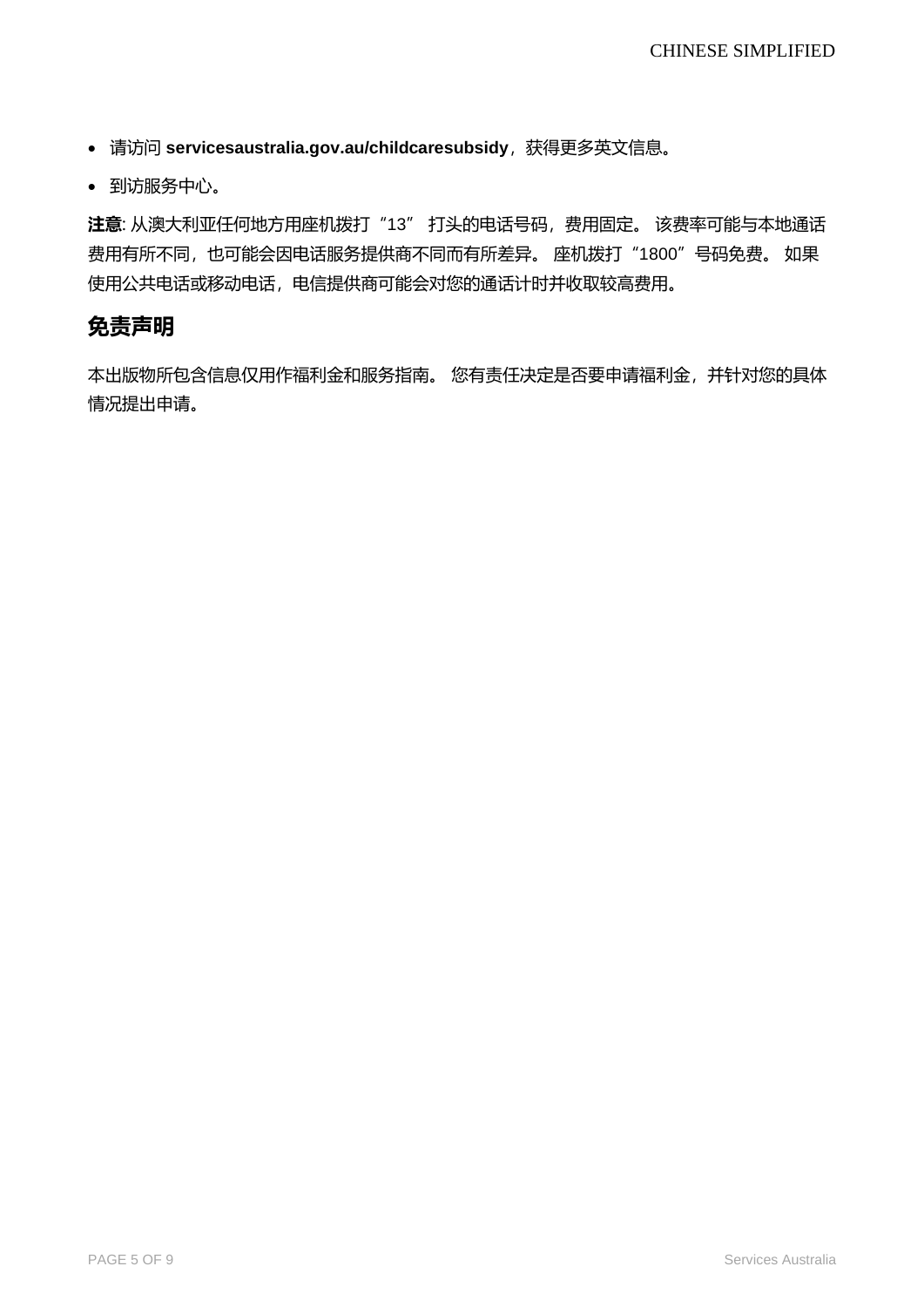- 请访问 **servicesaustralia.gov.au/childcaresubsidy**，获得更多英文信息。
- 到访服务中心。

**注意**: 从澳大利亚任何地方用座机拨打"13" 打头的电话号码，费用固定。 该费率可能与本地通话费用有所不同，也可能会因电话服务提供商不同而有所差异。 座机拨打"1800"号码免费。 如果使用公共电话或移动电话，电信提供商可能会对您的通话计时并收取较高费用。

## 免责声明

本出版物所包含信息仅用作福利金和服务指南。 您有责任决定是否要申请福利金，并针对您的具体情况提出申请。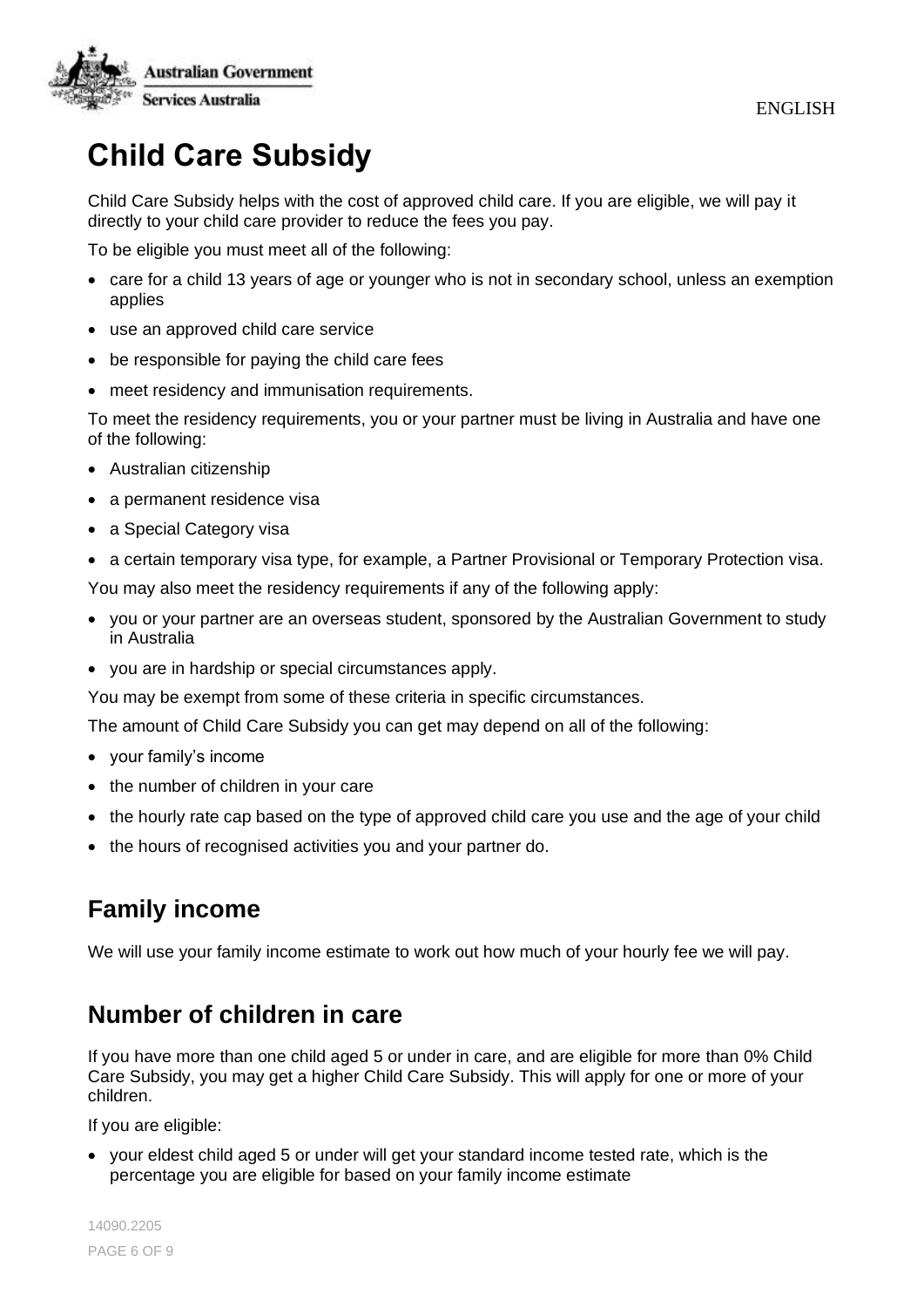# Child Care Subsidy

Child Care Subsidy helps with the cost of approved child care. If you are eligible, we will pay it directly to your child care provider to reduce the fees you pay.

To be eligible you must meet all of the following:

- care for a child 13 years of age or younger who is not in secondary school, unless an exemption applies
- use an approved child care service
- be responsible for paying the child care fees
- meet residency and immunisation requirements.

To meet the residency requirements, you or your partner must be living in Australia and have one of the following:

- Australian citizenship
- a permanent residence visa
- a Special Category visa
- a certain temporary visa type, for example, a Partner Provisional or Temporary Protection visa.

You may also meet the residency requirements if any of the following apply:

- you or your partner are an overseas student, sponsored by the Australian Government to study in Australia
- you are in hardship or special circumstances apply.

You may be exempt from some of these criteria in specific circumstances.

The amount of Child Care Subsidy you can get may depend on all of the following:

- your family's income
- the number of children in your care
- the hourly rate cap based on the type of approved child care you use and the age of your child
- the hours of recognised activities you and your partner do.

## Family income

We will use your family income estimate to work out how much of your hourly fee we will pay.

## Number of children in care

If you have more than one child aged 5 or under in care, and are eligible for more than 0% Child Care Subsidy, you may get a higher Child Care Subsidy. This will apply for one or more of your children.

If you are eligible:

- your eldest child aged 5 or under will get your standard income tested rate, which is the percentage you are eligible for based on your family income estimate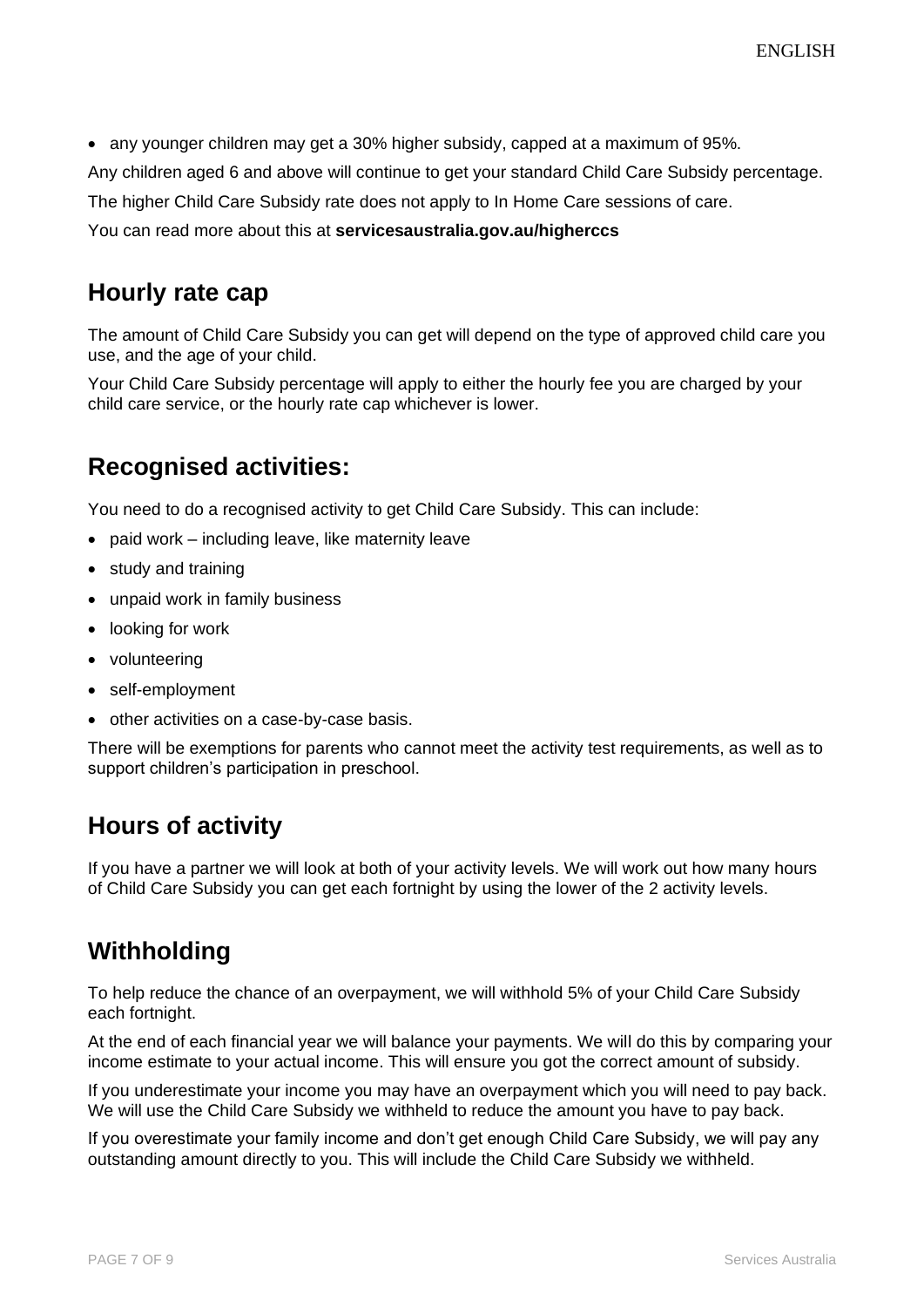- any younger children may get a 30% higher subsidy, capped at a maximum of 95%.

Any children aged 6 and above will continue to get your standard Child Care Subsidy percentage.

The higher Child Care Subsidy rate does not apply to In Home Care sessions of care.

You can read more about this at **servicesaustralia.gov.au/higherccs**

## Hourly rate cap

The amount of Child Care Subsidy you can get will depend on the type of approved child care you use, and the age of your child.

Your Child Care Subsidy percentage will apply to either the hourly fee you are charged by your child care service, or the hourly rate cap whichever is lower.

## Recognised activities:

You need to do a recognised activity to get Child Care Subsidy. This can include:

- paid work – including leave, like maternity leave
- study and training
- unpaid work in family business
- looking for work
- volunteering
- self-employment
- other activities on a case-by-case basis.

There will be exemptions for parents who cannot meet the activity test requirements, as well as to support children's participation in preschool.

## Hours of activity

If you have a partner we will look at both of your activity levels. We will work out how many hours of Child Care Subsidy you can get each fortnight by using the lower of the 2 activity levels.

## Withholding

To help reduce the chance of an overpayment, we will withhold 5% of your Child Care Subsidy each fortnight.

At the end of each financial year we will balance your payments. We will do this by comparing your income estimate to your actual income. This will ensure you got the correct amount of subsidy.

If you underestimate your income you may have an overpayment which you will need to pay back. We will use the Child Care Subsidy we withheld to reduce the amount you have to pay back.

If you overestimate your family income and don't get enough Child Care Subsidy, we will pay any outstanding amount directly to you. This will include the Child Care Subsidy we withheld.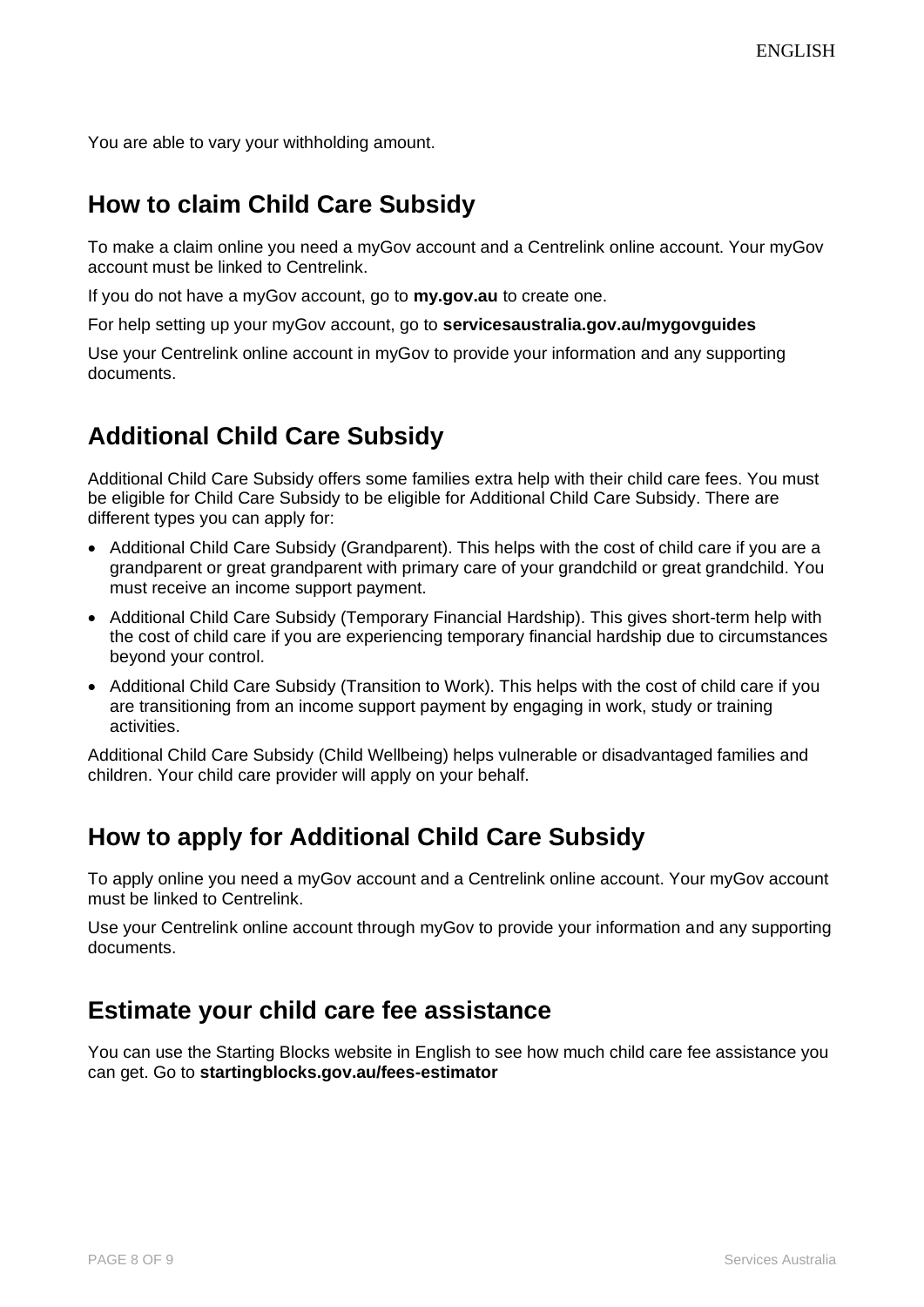You are able to vary your withholding amount.

## How to claim Child Care Subsidy

To make a claim online you need a myGov account and a Centrelink online account. Your myGov account must be linked to Centrelink.

If you do not have a myGov account, go to **my.gov.au** to create one.

For help setting up your myGov account, go to **servicesaustralia.gov.au/mygovguides**

Use your Centrelink online account in myGov to provide your information and any supporting documents.

## Additional Child Care Subsidy

Additional Child Care Subsidy offers some families extra help with their child care fees. You must be eligible for Child Care Subsidy to be eligible for Additional Child Care Subsidy. There are different types you can apply for:

- Additional Child Care Subsidy (Grandparent). This helps with the cost of child care if you are a grandparent or great grandparent with primary care of your grandchild or great grandchild. You must receive an income support payment.
- Additional Child Care Subsidy (Temporary Financial Hardship). This gives short-term help with the cost of child care if you are experiencing temporary financial hardship due to circumstances beyond your control.
- Additional Child Care Subsidy (Transition to Work). This helps with the cost of child care if you are transitioning from an income support payment by engaging in work, study or training activities.

Additional Child Care Subsidy (Child Wellbeing) helps vulnerable or disadvantaged families and children. Your child care provider will apply on your behalf.

## How to apply for Additional Child Care Subsidy

To apply online you need a myGov account and a Centrelink online account. Your myGov account must be linked to Centrelink.

Use your Centrelink online account through myGov to provide your information and any supporting documents.

## Estimate your child care fee assistance

You can use the Starting Blocks website in English to see how much child care fee assistance you can get. Go to **startingblocks.gov.au/fees-estimator**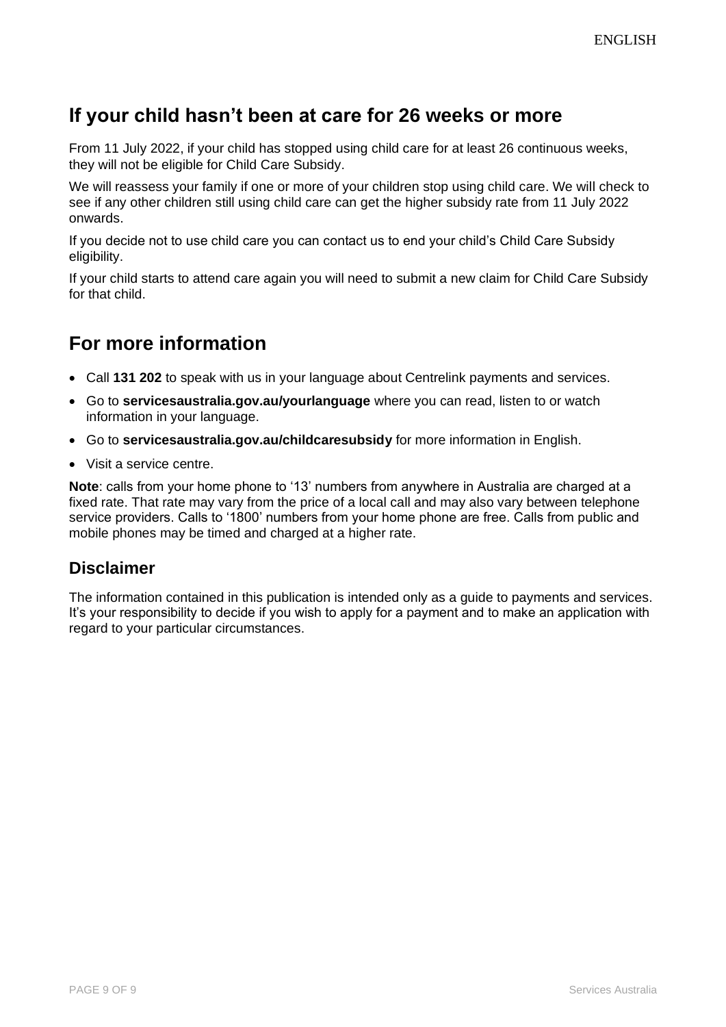## If your child hasn't been at care for 26 weeks or more

From 11 July 2022, if your child has stopped using child care for at least 26 continuous weeks, they will not be eligible for Child Care Subsidy.

We will reassess your family if one or more of your children stop using child care. We will check to see if any other children still using child care can get the higher subsidy rate from 11 July 2022 onwards.

If you decide not to use child care you can contact us to end your child's Child Care Subsidy eligibility.

If your child starts to attend care again you will need to submit a new claim for Child Care Subsidy for that child.

## For more information

- Call **131 202** to speak with us in your language about Centrelink payments and services.
- Go to **servicesaustralia.gov.au/yourlanguage** where you can read, listen to or watch information in your language.
- Go to **servicesaustralia.gov.au/childcaresubsidy** for more information in English.
- Visit a service centre.

**Note**: calls from your home phone to '13' numbers from anywhere in Australia are charged at a fixed rate. That rate may vary from the price of a local call and may also vary between telephone service providers. Calls to '1800' numbers from your home phone are free. Calls from public and mobile phones may be timed and charged at a higher rate.

### Disclaimer

The information contained in this publication is intended only as a guide to payments and services. It's your responsibility to decide if you wish to apply for a payment and to make an application with regard to your particular circumstances.